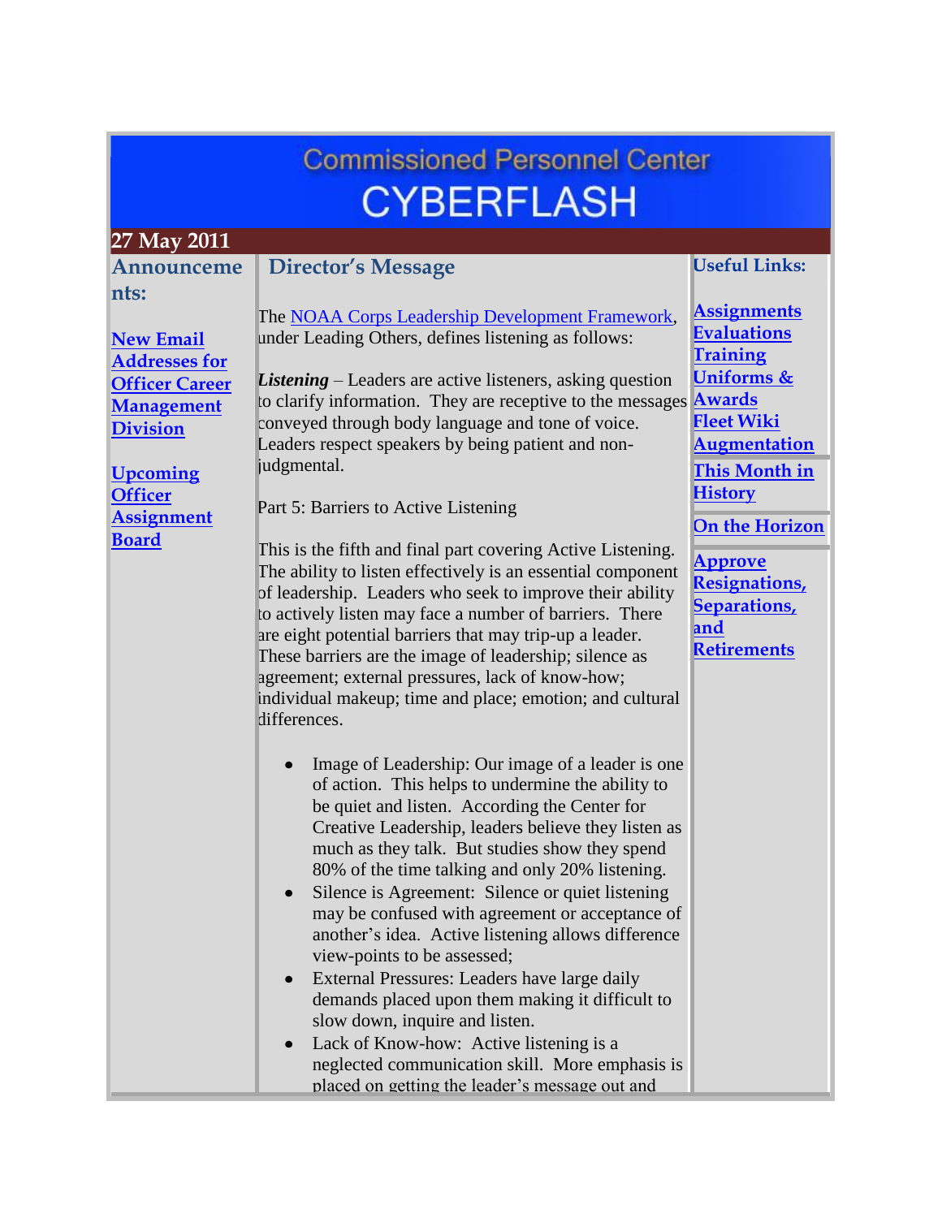# Commissioned Personnel Center CYBERFLASH

**27 May 2011**

## Announcements:

**New Email Addresses for Officer Career Management Division**

**Upcoming Officer Assignment Board**

## Director's Message

The NOAA Corps Leadership Development Framework, under Leading Others, defines listening as follows:

***Listening*** – Leaders are active listeners, asking question to clarify information. They are receptive to the messages conveyed through body language and tone of voice. Leaders respect speakers by being patient and non-judgmental.

Part 5: Barriers to Active Listening

This is the fifth and final part covering Active Listening. The ability to listen effectively is an essential component of leadership. Leaders who seek to improve their ability to actively listen may face a number of barriers. There are eight potential barriers that may trip-up a leader. These barriers are the image of leadership; silence as agreement; external pressures, lack of know-how; individual makeup; time and place; emotion; and cultural differences.

- Image of Leadership: Our image of a leader is one of action. This helps to undermine the ability to be quiet and listen. According the Center for Creative Leadership, leaders believe they listen as much as they talk. But studies show they spend 80% of the time talking and only 20% listening.
- Silence is Agreement: Silence or quiet listening may be confused with agreement or acceptance of another's idea. Active listening allows difference view-points to be assessed;
- External Pressures: Leaders have large daily demands placed upon them making it difficult to slow down, inquire and listen.
- Lack of Know-how: Active listening is a neglected communication skill. More emphasis is placed on getting the leader's message out and

## Useful Links:

**Assignments**
**Evaluations**
**Training**
**Uniforms & Awards**
**Fleet Wiki**
**Augmentation**

**This Month in History**

**On the Horizon**

**Approve Resignations, Separations, and Retirements**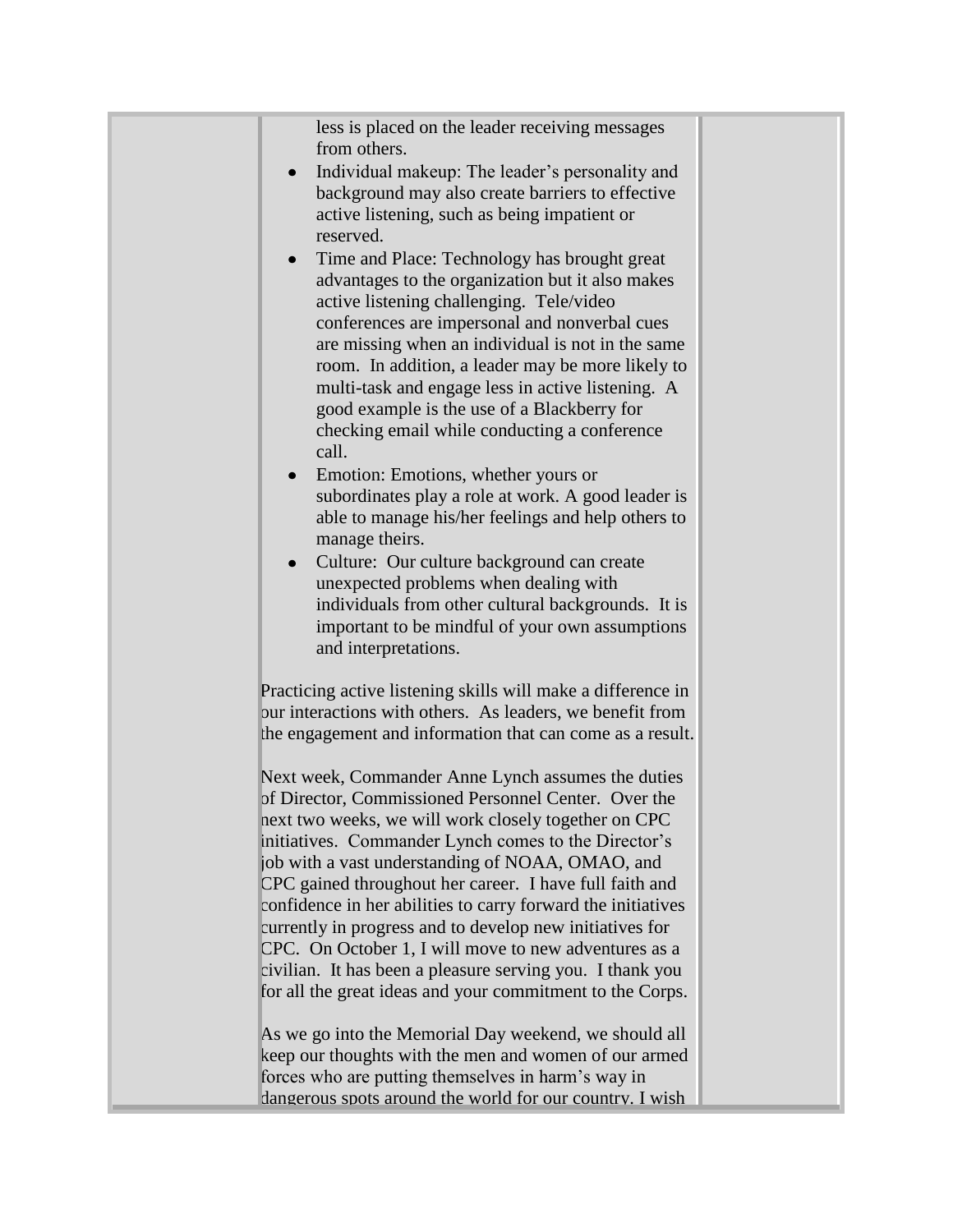less is placed on the leader receiving messages from others.

- Individual makeup: The leader's personality and background may also create barriers to effective active listening, such as being impatient or reserved.
- Time and Place: Technology has brought great advantages to the organization but it also makes active listening challenging. Tele/video conferences are impersonal and nonverbal cues are missing when an individual is not in the same room. In addition, a leader may be more likely to multi-task and engage less in active listening. A good example is the use of a Blackberry for checking email while conducting a conference call.
- Emotion: Emotions, whether yours or subordinates play a role at work. A good leader is able to manage his/her feelings and help others to manage theirs.
- Culture: Our culture background can create unexpected problems when dealing with individuals from other cultural backgrounds. It is important to be mindful of your own assumptions and interpretations.

Practicing active listening skills will make a difference in our interactions with others. As leaders, we benefit from the engagement and information that can come as a result.

Next week, Commander Anne Lynch assumes the duties of Director, Commissioned Personnel Center. Over the next two weeks, we will work closely together on CPC initiatives. Commander Lynch comes to the Director's job with a vast understanding of NOAA, OMAO, and CPC gained throughout her career. I have full faith and confidence in her abilities to carry forward the initiatives currently in progress and to develop new initiatives for CPC. On October 1, I will move to new adventures as a civilian. It has been a pleasure serving you. I thank you for all the great ideas and your commitment to the Corps.

As we go into the Memorial Day weekend, we should all keep our thoughts with the men and women of our armed forces who are putting themselves in harm's way in dangerous spots around the world for our country. I wish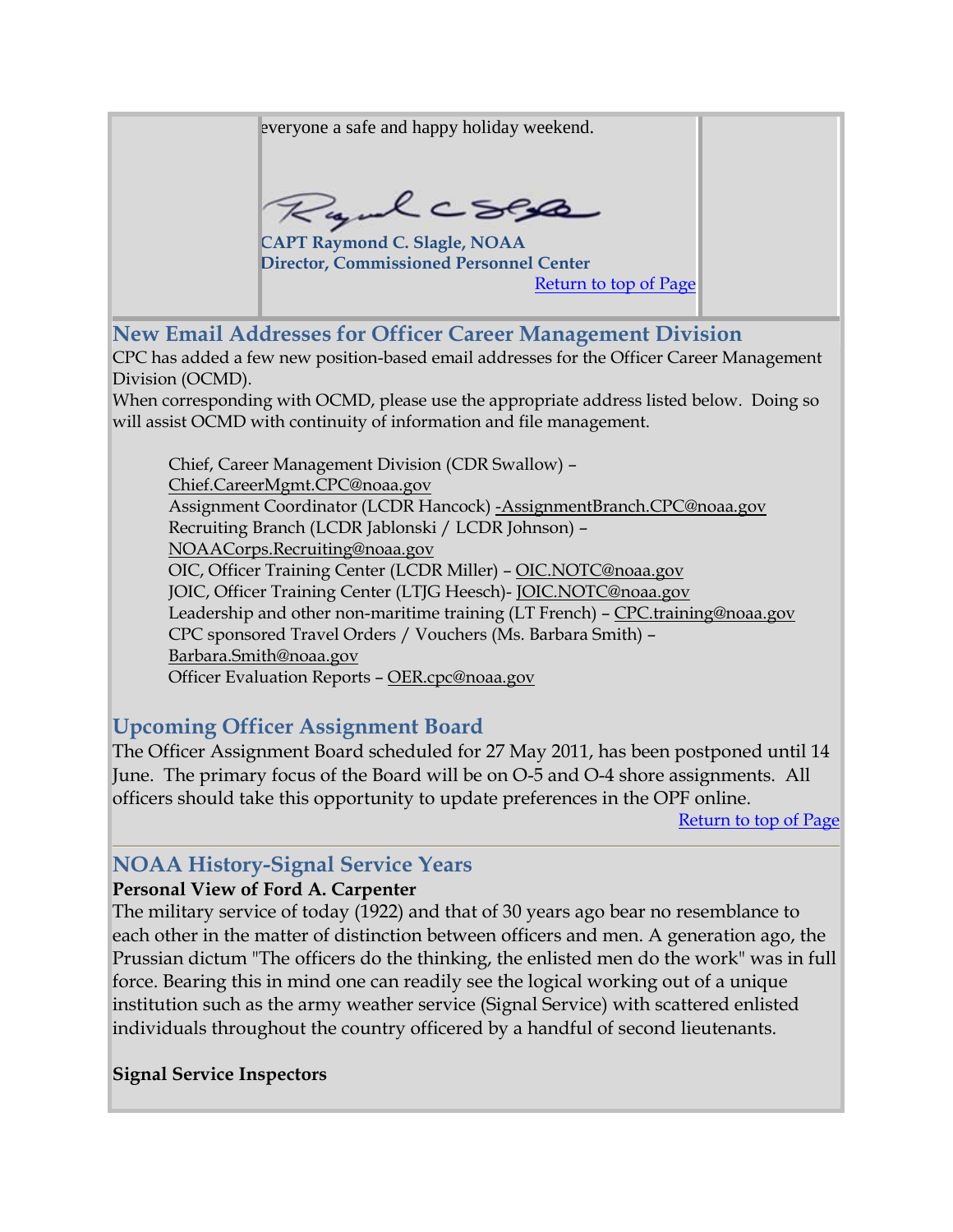everyone a safe and happy holiday weekend.

**CAPT Raymond C. Slagle, NOAA**
**Director, Commissioned Personnel Center**

Return to top of Page

## New Email Addresses for Officer Career Management Division

CPC has added a few new position-based email addresses for the Officer Career Management Division (OCMD).
When corresponding with OCMD, please use the appropriate address listed below. Doing so will assist OCMD with continuity of information and file management.

> Chief, Career Management Division (CDR Swallow) – Chief.CareerMgmt.CPC@noaa.gov
> Assignment Coordinator (LCDR Hancock) -AssignmentBranch.CPC@noaa.gov
> Recruiting Branch (LCDR Jablonski / LCDR Johnson) – NOAACorps.Recruiting@noaa.gov
> OIC, Officer Training Center (LCDR Miller) – OIC.NOTC@noaa.gov
> JOIC, Officer Training Center (LTJG Heesch)- JOIC.NOTC@noaa.gov
> Leadership and other non-maritime training (LT French) – CPC.training@noaa.gov
> CPC sponsored Travel Orders / Vouchers (Ms. Barbara Smith) – Barbara.Smith@noaa.gov
> Officer Evaluation Reports – OER.cpc@noaa.gov

## Upcoming Officer Assignment Board

The Officer Assignment Board scheduled for 27 May 2011, has been postponed until 14 June. The primary focus of the Board will be on O-5 and O-4 shore assignments. All officers should take this opportunity to update preferences in the OPF online.

Return to top of Page

---

## NOAA History-Signal Service Years

**Personal View of Ford A. Carpenter**

The military service of today (1922) and that of 30 years ago bear no resemblance to each other in the matter of distinction between officers and men. A generation ago, the Prussian dictum "The officers do the thinking, the enlisted men do the work" was in full force. Bearing this in mind one can readily see the logical working out of a unique institution such as the army weather service (Signal Service) with scattered enlisted individuals throughout the country officered by a handful of second lieutenants.

**Signal Service Inspectors**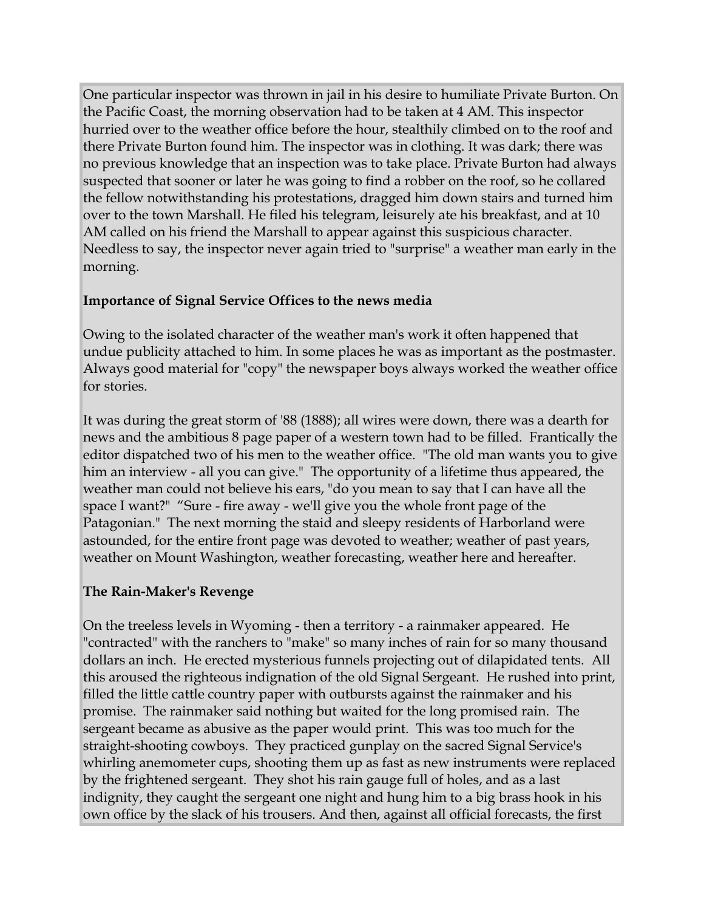One particular inspector was thrown in jail in his desire to humiliate Private Burton. On the Pacific Coast, the morning observation had to be taken at 4 AM. This inspector hurried over to the weather office before the hour, stealthily climbed on to the roof and there Private Burton found him. The inspector was in clothing. It was dark; there was no previous knowledge that an inspection was to take place. Private Burton had always suspected that sooner or later he was going to find a robber on the roof, so he collared the fellow notwithstanding his protestations, dragged him down stairs and turned him over to the town Marshall. He filed his telegram, leisurely ate his breakfast, and at 10 AM called on his friend the Marshall to appear against this suspicious character. Needless to say, the inspector never again tried to "surprise" a weather man early in the morning.

**Importance of Signal Service Offices to the news media**

Owing to the isolated character of the weather man's work it often happened that undue publicity attached to him. In some places he was as important as the postmaster. Always good material for "copy" the newspaper boys always worked the weather office for stories.

It was during the great storm of '88 (1888); all wires were down, there was a dearth for news and the ambitious 8 page paper of a western town had to be filled. Frantically the editor dispatched two of his men to the weather office. "The old man wants you to give him an interview - all you can give." The opportunity of a lifetime thus appeared, the weather man could not believe his ears, "do you mean to say that I can have all the space I want?" "Sure - fire away - we'll give you the whole front page of the Patagonian." The next morning the staid and sleepy residents of Harborland were astounded, for the entire front page was devoted to weather; weather of past years, weather on Mount Washington, weather forecasting, weather here and hereafter.

**The Rain-Maker's Revenge**

On the treeless levels in Wyoming - then a territory - a rainmaker appeared. He "contracted" with the ranchers to "make" so many inches of rain for so many thousand dollars an inch. He erected mysterious funnels projecting out of dilapidated tents. All this aroused the righteous indignation of the old Signal Sergeant. He rushed into print, filled the little cattle country paper with outbursts against the rainmaker and his promise. The rainmaker said nothing but waited for the long promised rain. The sergeant became as abusive as the paper would print. This was too much for the straight-shooting cowboys. They practiced gunplay on the sacred Signal Service's whirling anemometer cups, shooting them up as fast as new instruments were replaced by the frightened sergeant. They shot his rain gauge full of holes, and as a last indignity, they caught the sergeant one night and hung him to a big brass hook in his own office by the slack of his trousers. And then, against all official forecasts, the first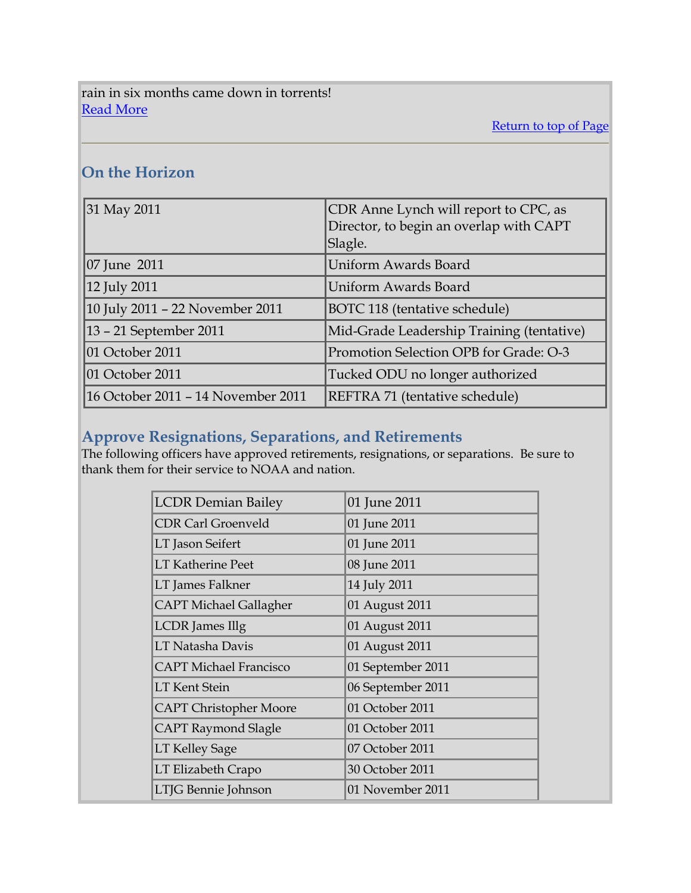rain in six months came down in torrents!
Read More

Return to top of Page

## On the Horizon

| | |
|---|---|
| 31 May 2011 | CDR Anne Lynch will report to CPC, as Director, to begin an overlap with CAPT Slagle. |
| 07 June 2011 | Uniform Awards Board |
| 12 July 2011 | Uniform Awards Board |
| 10 July 2011 – 22 November 2011 | BOTC 118 (tentative schedule) |
| 13 – 21 September 2011 | Mid-Grade Leadership Training (tentative) |
| 01 October 2011 | Promotion Selection OPB for Grade: O-3 |
| 01 October 2011 | Tucked ODU no longer authorized |
| 16 October 2011 – 14 November 2011 | REFTRA 71 (tentative schedule) |

## Approve Resignations, Separations, and Retirements

The following officers have approved retirements, resignations, or separations. Be sure to thank them for their service to NOAA and nation.

| | |
|---|---|
| LCDR Demian Bailey | 01 June 2011 |
| CDR Carl Groenveld | 01 June 2011 |
| LT Jason Seifert | 01 June 2011 |
| LT Katherine Peet | 08 June 2011 |
| LT James Falkner | 14 July 2011 |
| CAPT Michael Gallagher | 01 August 2011 |
| LCDR James Illg | 01 August 2011 |
| LT Natasha Davis | 01 August 2011 |
| CAPT Michael Francisco | 01 September 2011 |
| LT Kent Stein | 06 September 2011 |
| CAPT Christopher Moore | 01 October 2011 |
| CAPT Raymond Slagle | 01 October 2011 |
| LT Kelley Sage | 07 October 2011 |
| LT Elizabeth Crapo | 30 October 2011 |
| LTJG Bennie Johnson | 01 November 2011 |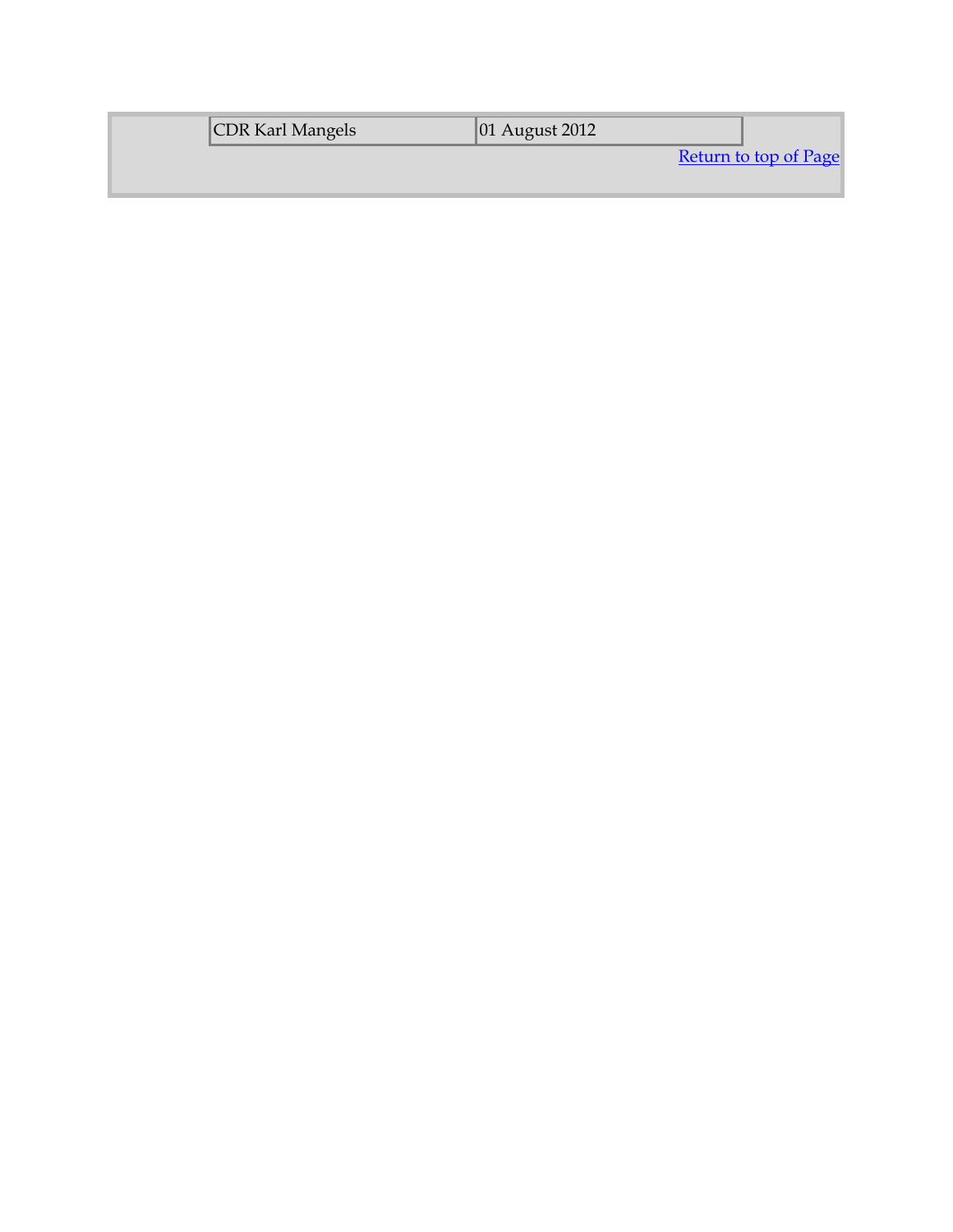| | |
|---|---|
| CDR Karl Mangels | 01 August 2012 |

Return to top of Page